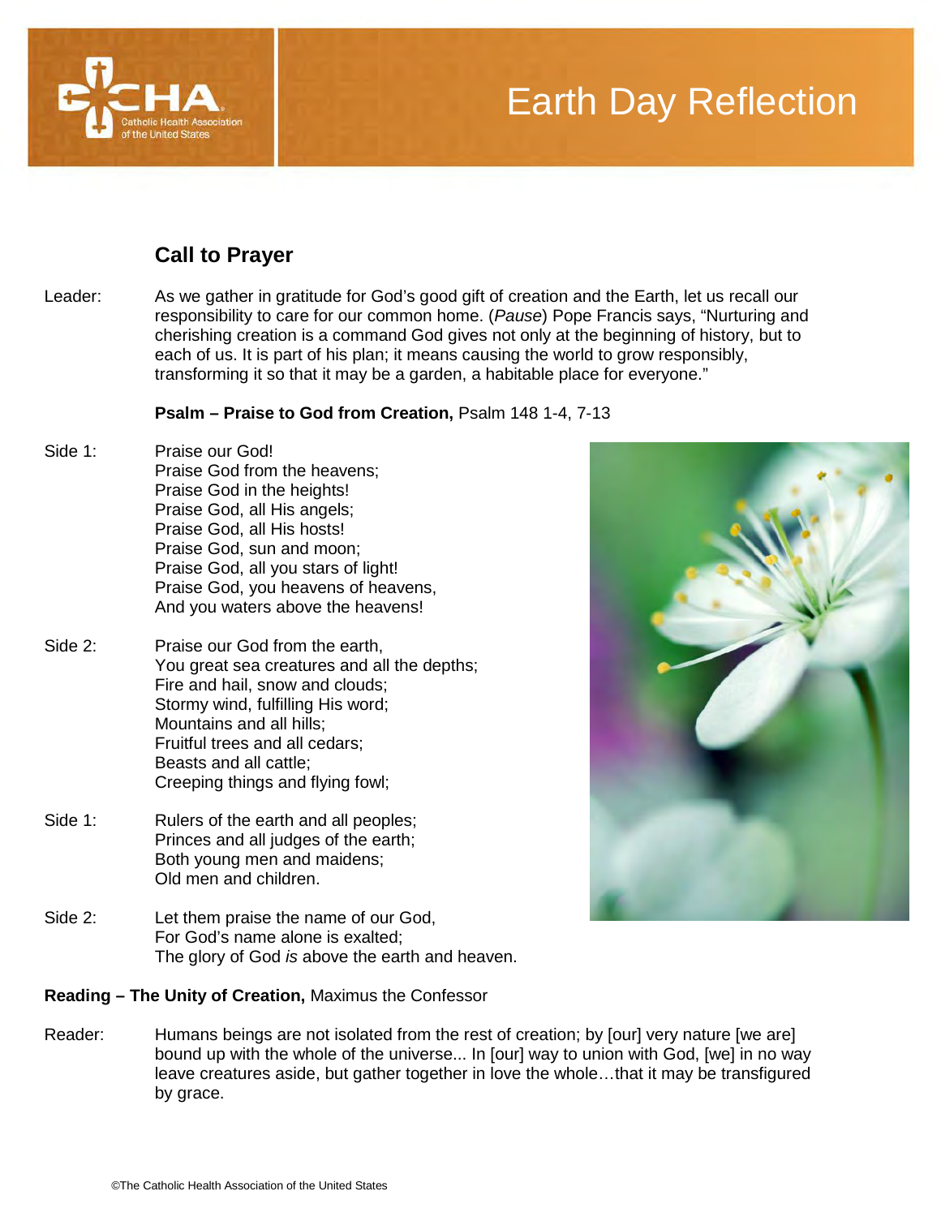# Earth Day Reflection

## Call to Prayer

Leader: As we gather in gratitude for God's good gift of creation and the Earth, let us recall our responsibility to care for our common home. (*Pause*) Pope Francis says, "Nurturing and cherishing creation is a command God gives not only at the beginning of history, but to each of us. It is part of his plan; it means causing the world to grow responsibly, transforming it so that it may be a garden, a habitable place for everyone."

**Psalm – Praise to God from Creation,** Psalm 148 1-4, 7-13

Side 1:
Praise our God!
Praise God from the heavens;
Praise God in the heights!
Praise God, all His angels;
Praise God, all His hosts!
Praise God, sun and moon;
Praise God, all you stars of light!
Praise God, you heavens of heavens,
And you waters above the heavens!

Side 2:
Praise our God from the earth,
You great sea creatures and all the depths;
Fire and hail, snow and clouds;
Stormy wind, fulfilling His word;
Mountains and all hills;
Fruitful trees and all cedars;
Beasts and all cattle;
Creeping things and flying fowl;

Side 1:
Rulers of the earth and all peoples;
Princes and all judges of the earth;
Both young men and maidens;
Old men and children.

Side 2:
Let them praise the name of our God,
For God's name alone is exalted;
The glory of God *is* above the earth and heaven.

**Reading – The Unity of Creation,** Maximus the Confessor

Reader: Humans beings are not isolated from the rest of creation; by [our] very nature [we are] bound up with the whole of the universe... In [our] way to union with God, [we] in no way leave creatures aside, but gather together in love the whole…that it may be transfigured by grace.

©The Catholic Health Association of the United States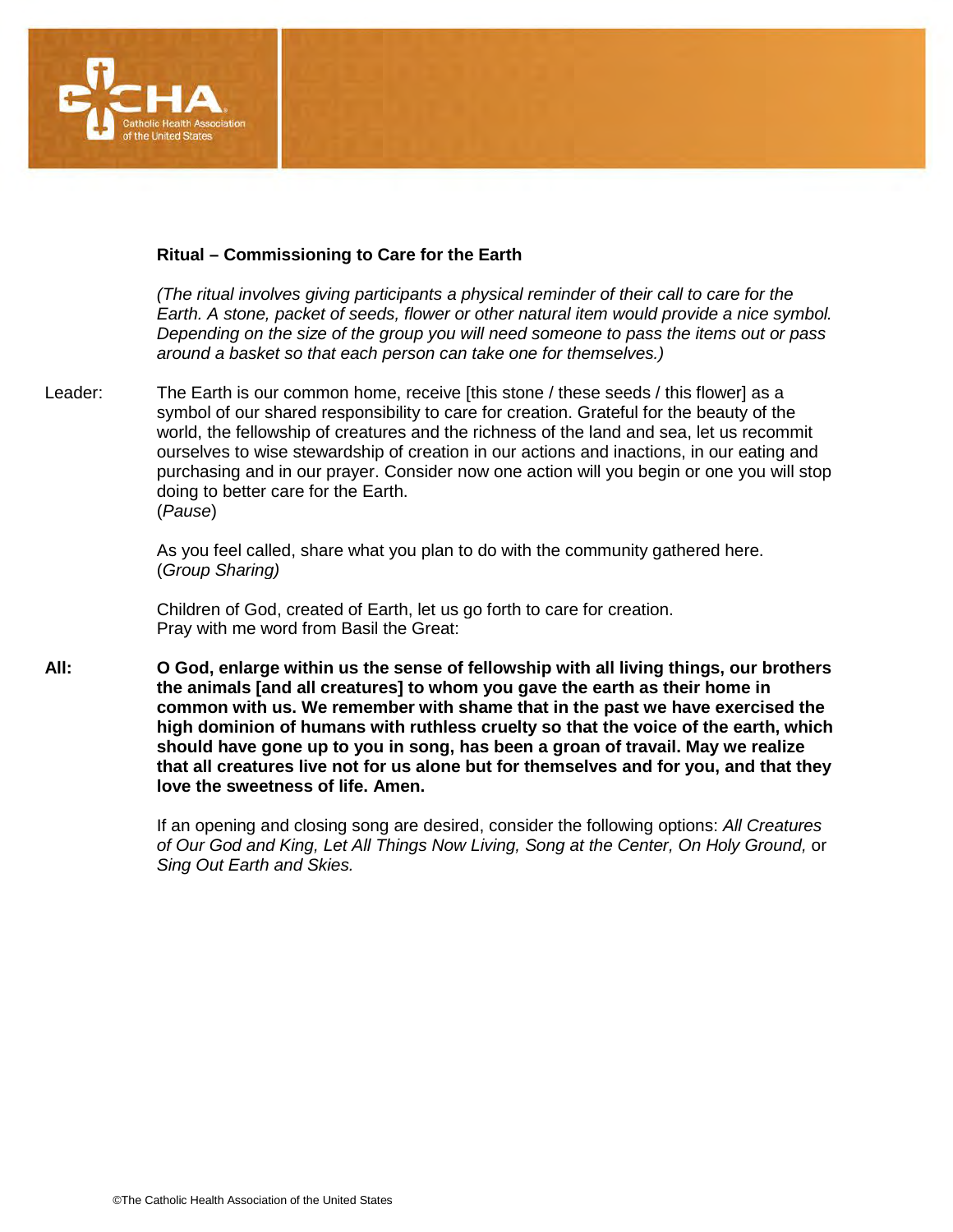**Ritual – Commissioning to Care for the Earth**

*(The ritual involves giving participants a physical reminder of their call to care for the Earth. A stone, packet of seeds, flower or other natural item would provide a nice symbol. Depending on the size of the group you will need someone to pass the items out or pass around a basket so that each person can take one for themselves.)*

Leader: The Earth is our common home, receive [this stone / these seeds / this flower] as a symbol of our shared responsibility to care for creation. Grateful for the beauty of the world, the fellowship of creatures and the richness of the land and sea, let us recommit ourselves to wise stewardship of creation in our actions and inactions, in our eating and purchasing and in our prayer. Consider now one action will you begin or one you will stop doing to better care for the Earth.
(*Pause*)

As you feel called, share what you plan to do with the community gathered here.
(*Group Sharing)*

Children of God, created of Earth, let us go forth to care for creation.
Pray with me word from Basil the Great:

**All: O God, enlarge within us the sense of fellowship with all living things, our brothers the animals [and all creatures] to whom you gave the earth as their home in common with us. We remember with shame that in the past we have exercised the high dominion of humans with ruthless cruelty so that the voice of the earth, which should have gone up to you in song, has been a groan of travail. May we realize that all creatures live not for us alone but for themselves and for you, and that they love the sweetness of life. Amen.**

If an opening and closing song are desired, consider the following options: *All Creatures of Our God and King, Let All Things Now Living, Song at the Center, On Holy Ground,* or *Sing Out Earth and Skies.*